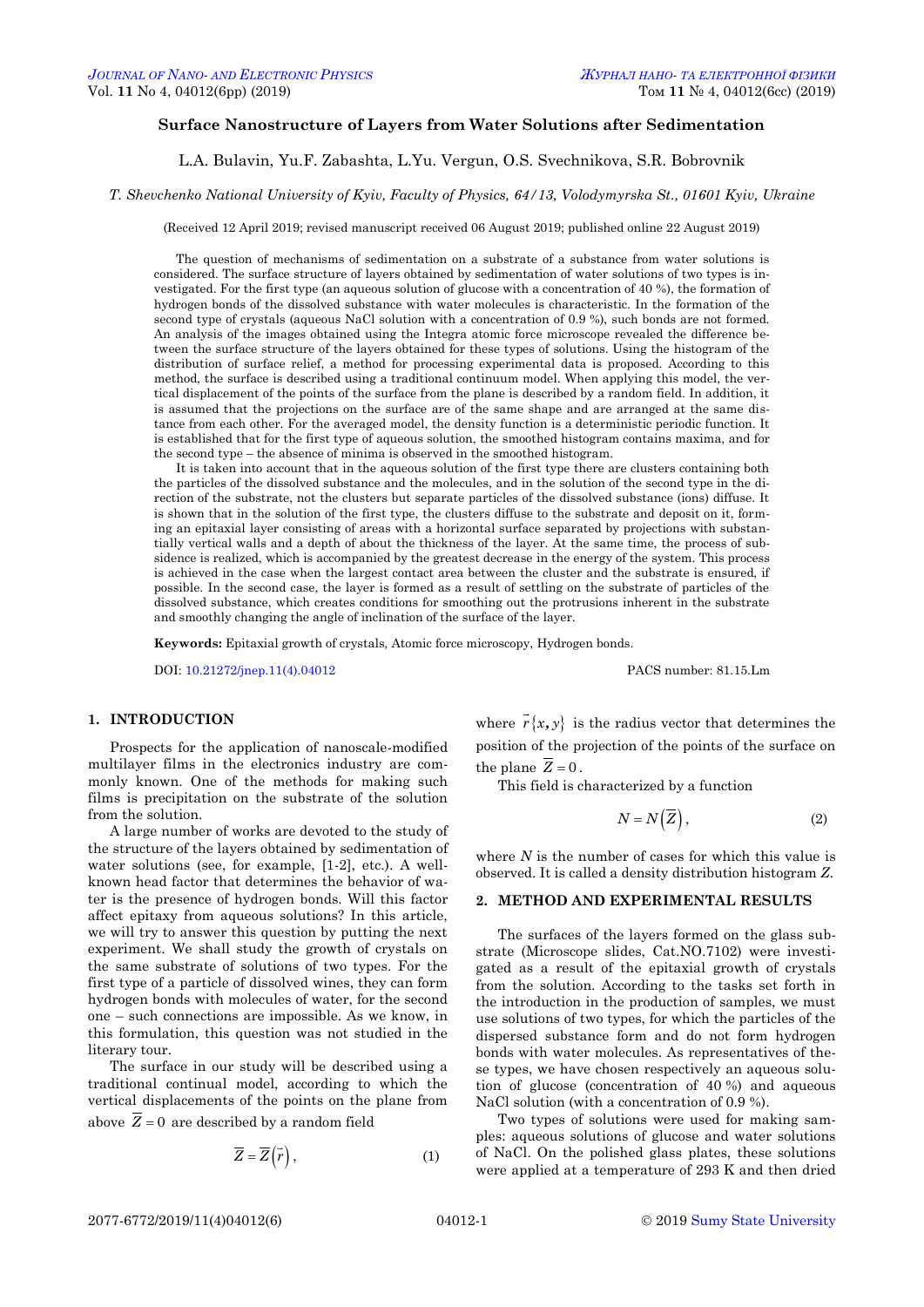# Surface Nanostructure of Layers from Water Solutions after Sedimentation

L.A. Bulavin, Yu.F. Zabashta, L.Yu. Vergun, O.S. Svechnikova, S.R. Bobrovnik

*T. Shevchenko National University of Kyiv, Faculty of Physics, 64/13, Volodymyrska St., 01601 Kyiv, Ukraine*

(Received 12 April 2019; revised manuscript received 06 August 2019; published online 22 August 2019)

The question of mechanisms of sedimentation on a substrate of a substance from water solutions is considered. The surface structure of layers obtained by sedimentation of water solutions of two types is investigated. For the first type (an aqueous solution of glucose with a concentration of 40 %), the formation of hydrogen bonds of the dissolved substance with water molecules is characteristic. In the formation of the second type of crystals (aqueous NaCl solution with a concentration of 0.9 %), such bonds are not formed. An analysis of the images obtained using the Integra atomic force microscope revealed the difference between the surface structure of the layers obtained for these types of solutions. Using the histogram of the distribution of surface relief, a method for processing experimental data is proposed. According to this method, the surface is described using a traditional continuum model. When applying this model, the vertical displacement of the points of the surface from the plane is described by a random field. In addition, it is assumed that the projections on the surface are of the same shape and are arranged at the same distance from each other. For the averaged model, the density function is a deterministic periodic function. It is established that for the first type of aqueous solution, the smoothed histogram contains maxima, and for the second type – the absence of minima is observed in the smoothed histogram.

It is taken into account that in the aqueous solution of the first type there are clusters containing both the particles of the dissolved substance and the molecules, and in the solution of the second type in the direction of the substrate, not the clusters but separate particles of the dissolved substance (ions) diffuse. It is shown that in the solution of the first type, the clusters diffuse to the substrate and deposit on it, forming an epitaxial layer consisting of areas with a horizontal surface separated by projections with substantially vertical walls and a depth of about the thickness of the layer. At the same time, the process of subsidence is realized, which is accompanied by the greatest decrease in the energy of the system. This process is achieved in the case when the largest contact area between the cluster and the substrate is ensured, if possible. In the second case, the layer is formed as a result of settling on the substrate of particles of the dissolved substance, which creates conditions for smoothing out the protrusions inherent in the substrate and smoothly changing the angle of inclination of the surface of the layer.

**Keywords:** Epitaxial growth of crystals, Atomic force microscopy, Hydrogen bonds.

DOI: 10.21272/jnep.11(4).04012 PACS number: 81.15.Lm

## 1. INTRODUCTION

Prospects for the application of nanoscale-modified multilayer films in the electronics industry are commonly known. One of the methods for making such films is precipitation on the substrate of the solution from the solution.

A large number of works are devoted to the study of the structure of the layers obtained by sedimentation of water solutions (see, for example, [1-2], etc.). A well-known head factor that determines the behavior of water is the presence of hydrogen bonds. Will this factor affect epitaxy from aqueous solutions? In this article, we will try to answer this question by putting the next experiment. We shall study the growth of crystals on the same substrate of solutions of two types. For the first type of a particle of dissolved wines, they can form hydrogen bonds with molecules of water, for the second one – such connections are impossible. As we know, in this formulation, this question was not studied in the literary tour.

The surface in our study will be described using a traditional continual model, according to which the vertical displacements of the points on the plane from above $\overline{Z}=0$ are described by a random field

$$\overline{Z}=\overline{Z}\left(\vec{r}\right), \tag{1}$$

where $\vec{r}\{x,y\}$ is the radius vector that determines the position of the projection of the points of the surface on the plane $\overline{Z}=0$.

This field is characterized by a function

$$N=N\left(\overline{Z}\right), \tag{2}$$

where $N$ is the number of cases for which this value is observed. It is called a density distribution histogram $Z$.

## 2. METHOD AND EXPERIMENTAL RESULTS

The surfaces of the layers formed on the glass substrate (Microscope slides, Cat.NO.7102) were investigated as a result of the epitaxial growth of crystals from the solution. According to the tasks set forth in the introduction in the production of samples, we must use solutions of two types, for which the particles of the dispersed substance form and do not form hydrogen bonds with water molecules. As representatives of these types, we have chosen respectively an aqueous solution of glucose (concentration of 40 %) and aqueous NaCl solution (with a concentration of 0.9 %).

Two types of solutions were used for making samples: aqueous solutions of glucose and water solutions of NaCl. On the polished glass plates, these solutions were applied at a temperature of 293 K and then dried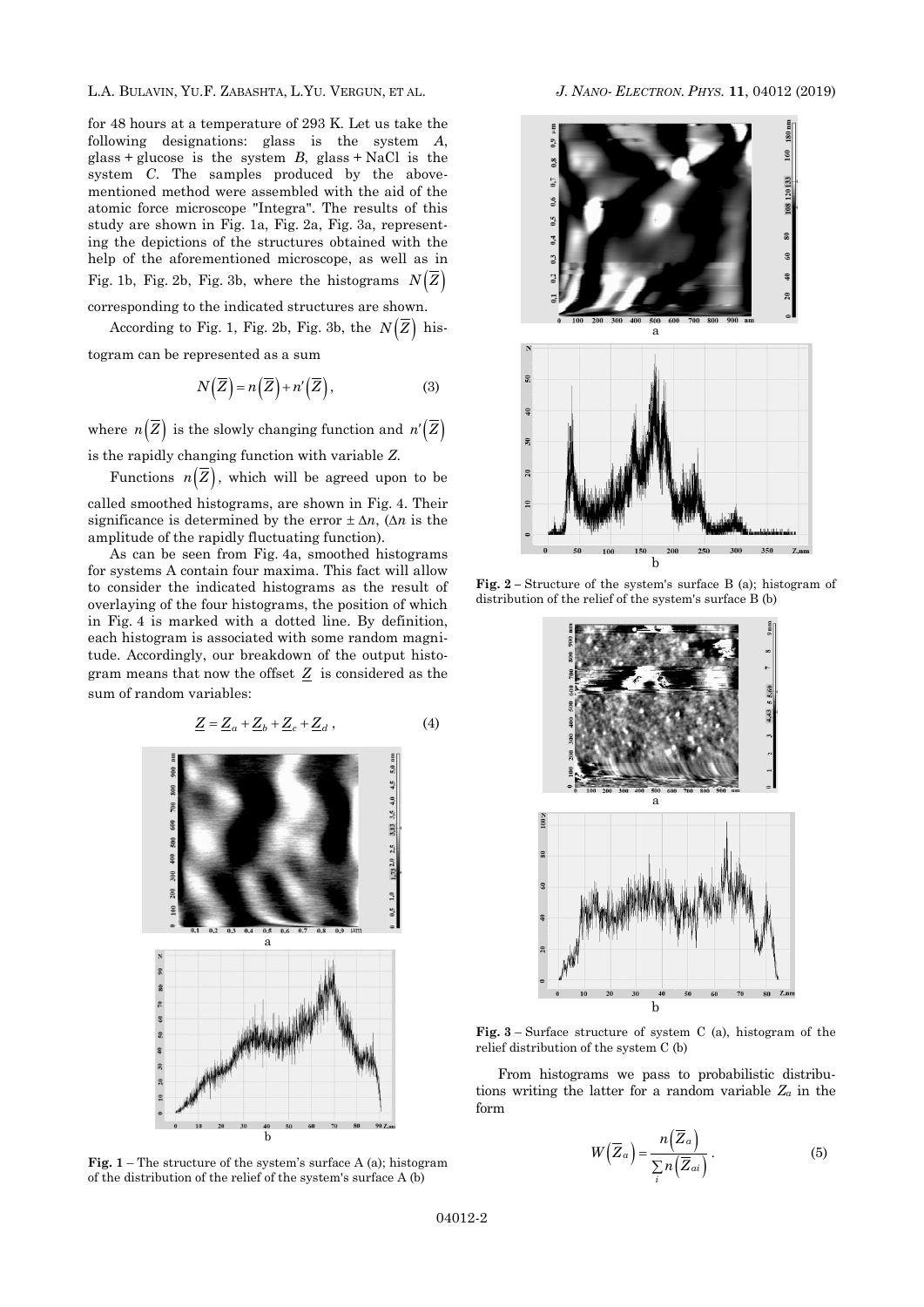for 48 hours at a temperature of 293 K. Let us take the following designations: glass is the system $A$, glass + glucose is the system $B$, glass + NaCl is the system $C$. The samples produced by the above-mentioned method were assembled with the aid of the atomic force microscope "Integra". The results of this study are shown in Fig. 1a, Fig. 2a, Fig. 3a, representing the depictions of the structures obtained with the help of the aforementioned microscope, as well as in Fig. 1b, Fig. 2b, Fig. 3b, where the histograms $N\left(\overline{Z}\right)$ corresponding to the indicated structures are shown.

According to Fig. 1, Fig. 2b, Fig. 3b, the $N\left(\overline{Z}\right)$ histogram can be represented as a sum

$$N\left(\overline{Z}\right) = n\left(\overline{Z}\right) + n'\left(\overline{Z}\right), \tag{3}$$

where $n\left(\overline{Z}\right)$ is the slowly changing function and $n'\left(\overline{Z}\right)$ is the rapidly changing function with variable $Z$.

Functions $n\left(\overline{Z}\right)$, which will be agreed upon to be called smoothed histograms, are shown in Fig. 4. Their significance is determined by the error $\pm \Delta n$, ($\Delta n$ is the amplitude of the rapidly fluctuating function).

As can be seen from Fig. 4a, smoothed histograms for systems A contain four maxima. This fact will allow to consider the indicated histograms as the result of overlaying of the four histograms, the position of which in Fig. 4 is marked with a dotted line. By definition, each histogram is associated with some random magnitude. Accordingly, our breakdown of the output histogram means that now the offset $\underline{Z}$ is considered as the sum of random variables:

$$\underline{Z} = \underline{Z}_a + \underline{Z}_b + \underline{Z}_c + \underline{Z}_d , \tag{4}$$

**Fig. 1** – The structure of the system's surface A (a); histogram of the distribution of the relief of the system's surface A (b)

**Fig. 2** – Structure of the system's surface B (a); histogram of distribution of the relief of the system's surface B (b)

**Fig. 3** – Surface structure of system C (a), histogram of the relief distribution of the system C (b)

From histograms we pass to probabilistic distributions writing the latter for a random variable $Z_a$ in the form

$$W\left(\overline{Z}_a\right) = \frac{n\left(\overline{Z}_a\right)}{\sum_i n\left(\overline{Z}_{ai}\right)} . \tag{5}$$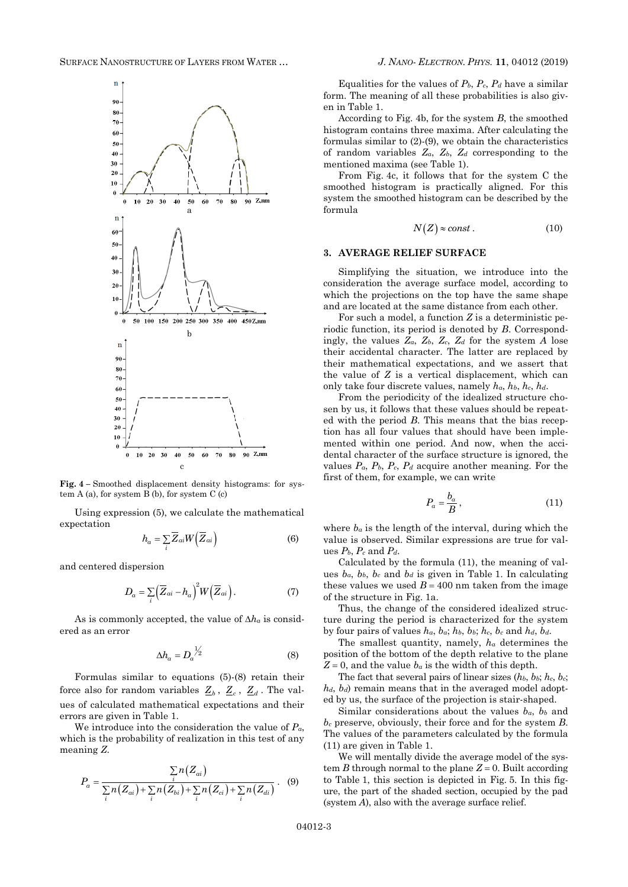**Fig. 4** – Smoothed displacement density histograms: for system A (a), for system B (b), for system C (c)

Using expression (5), we calculate the mathematical expectation

$$h_a = \sum_i \overline{Z}_{ai} W\left(\overline{Z}_{ai}\right) \tag{6}$$

and centered dispersion

$$D_a = \sum_i \left(\overline{Z}_{ai} - h_a\right)^2 W\left(\overline{Z}_{ai}\right). \tag{7}$$

As is commonly accepted, the value of $\Delta h_a$ is considered as an error

$$\Delta h_a = D_a^{1/2} \tag{8}$$

Formulas similar to equations (5)-(8) retain their force also for random variables $\underline{Z}_b$, $\underline{Z}_c$, $\underline{Z}_d$. The values of calculated mathematical expectations and their errors are given in Table 1.

We introduce into the consideration the value of $P_a$, which is the probability of realization in this test of any meaning $Z$.

$$P_a = \frac{\sum_i n\left(Z_{ai}\right)}{\sum_i n\left(Z_{ai}\right) + \sum_i n\left(Z_{bi}\right) + \sum_i n\left(Z_{ci}\right) + \sum_i n\left(Z_{di}\right)}. \tag{9}$$

Equalities for the values of $P_b$, $P_c$, $P_d$ have a similar form. The meaning of all these probabilities is also given in Table 1.

According to Fig. 4b, for the system $B$, the smoothed histogram contains three maxima. After calculating the formulas similar to (2)-(9), we obtain the characteristics of random variables $Z_a$, $Z_b$, $Z_d$ corresponding to the mentioned maxima (see Table 1).

From Fig. 4c, it follows that for the system C the smoothed histogram is practically aligned. For this system the smoothed histogram can be described by the formula

$$N(Z) \approx const. \tag{10}$$

## 3. AVERAGE RELIEF SURFACE

Simplifying the situation, we introduce into the consideration the average surface model, according to which the projections on the top have the same shape and are located at the same distance from each other.

For such a model, a function $Z$ is a deterministic periodic function, its period is denoted by $B$. Correspondingly, the values $Z_a$, $Z_b$, $Z_c$, $Z_d$ for the system $A$ lose their accidental character. The latter are replaced by their mathematical expectations, and we assert that the value of $Z$ is a vertical displacement, which can only take four discrete values, namely $h_a$, $h_b$, $h_c$, $h_d$.

From the periodicity of the idealized structure chosen by us, it follows that these values should be repeated with the period $B$. This means that the bias reception has all four values that should have been implemented within one period. And now, when the accidental character of the surface structure is ignored, the values $P_a$, $P_b$, $P_c$, $P_d$ acquire another meaning. For the first of them, for example, we can write

$$P_a = \frac{b_a}{B}, \tag{11}$$

where $b_a$ is the length of the interval, during which the value is observed. Similar expressions are true for values $P_b$, $P_c$ and $P_d$.

Calculated by the formula (11), the meaning of values $b_a$, $b_b$, $b_c$ and $b_d$ is given in Table 1. In calculating these values we used $B = 400$ nm taken from the image of the structure in Fig. 1a.

Thus, the change of the considered idealized structure during the period is characterized for the system by four pairs of values $h_a$, $b_a$; $h_b$, $b_b$; $h_c$, $b_c$ and $h_d$, $b_d$.

The smallest quantity, namely, $h_a$ determines the position of the bottom of the depth relative to the plane $Z = 0$, and the value $b_a$ is the width of this depth.

The fact that several pairs of linear sizes ($h_b$, $b_b$; $h_c$, $b_c$; $h_d$, $b_d$) remain means that in the averaged model adopted by us, the surface of the projection is stair-shaped.

Similar considerations about the values $b_a$, $b_b$ and $b_c$ preserve, obviously, their force and for the system $B$. The values of the parameters calculated by the formula (11) are given in Table 1.

We will mentally divide the average model of the system $B$ through normal to the plane $Z = 0$. Built according to Table 1, this section is depicted in Fig. 5. In this figure, the part of the shaded section, occupied by the pad (system $A$), also with the average surface relief.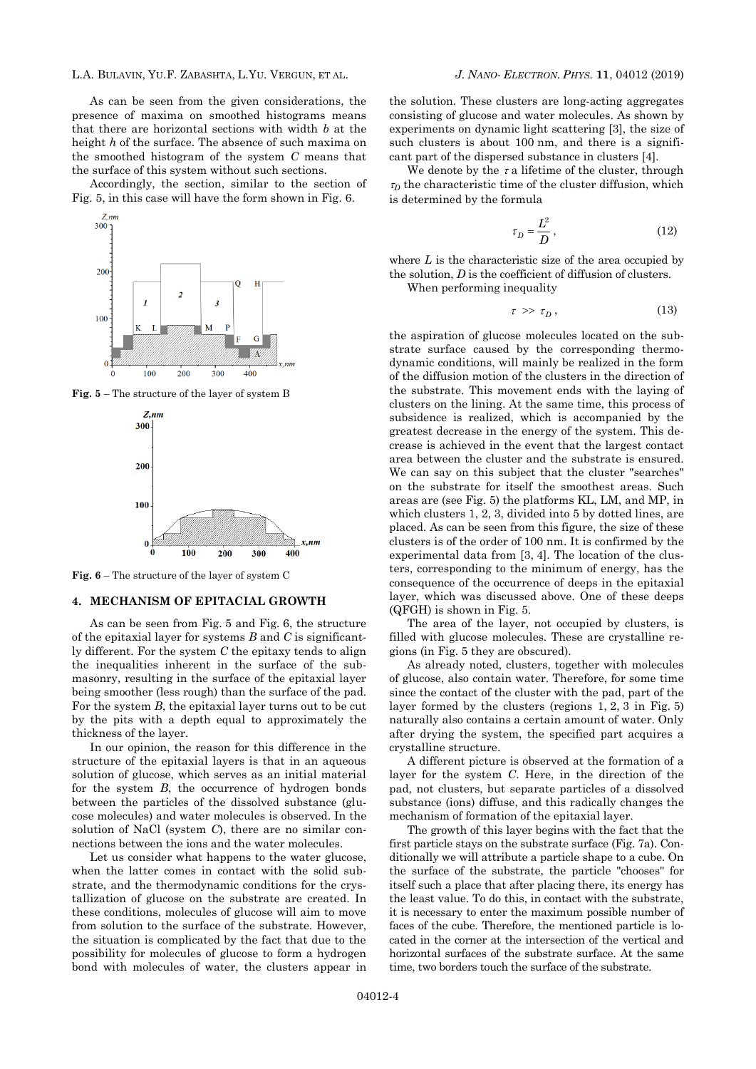As can be seen from the given considerations, the presence of maxima on smoothed histograms means that there are horizontal sections with width $b$ at the height $h$ of the surface. The absence of such maxima on the smoothed histogram of the system $C$ means that the surface of this system without such sections.

Accordingly, the section, similar to the section of Fig. 5, in this case will have the form shown in Fig. 6.

**Fig. 5** – The structure of the layer of system B

**Fig. 6** – The structure of the layer of system C

## 4. MECHANISM OF EPITACIAL GROWTH

As can be seen from Fig. 5 and Fig. 6, the structure of the epitaxial layer for systems $B$ and $C$ is significantly different. For the system $C$ the epitaxy tends to align the inequalities inherent in the surface of the submasonry, resulting in the surface of the epitaxial layer being smoother (less rough) than the surface of the pad. For the system $B$, the epitaxial layer turns out to be cut by the pits with a depth equal to approximately the thickness of the layer.

In our opinion, the reason for this difference in the structure of the epitaxial layers is that in an aqueous solution of glucose, which serves as an initial material for the system $B$, the occurrence of hydrogen bonds between the particles of the dissolved substance (glucose molecules) and water molecules is observed. In the solution of NaCl (system $C$), there are no similar connections between the ions and the water molecules.

Let us consider what happens to the water glucose, when the latter comes in contact with the solid substrate, and the thermodynamic conditions for the crystallization of glucose on the substrate are created. In these conditions, molecules of glucose will aim to move from solution to the surface of the substrate. However, the situation is complicated by the fact that due to the possibility for molecules of glucose to form a hydrogen bond with molecules of water, the clusters appear in the solution. These clusters are long-acting aggregates consisting of glucose and water molecules. As shown by experiments on dynamic light scattering [3], the size of such clusters is about 100 nm, and there is a significant part of the dispersed substance in clusters [4].

We denote by the $\tau$ a lifetime of the cluster, through $\tau_D$ the characteristic time of the cluster diffusion, which is determined by the formula

$$\tau_D = \frac{L^2}{D}, \tag{12}$$

where $L$ is the characteristic size of the area occupied by the solution, $D$ is the coefficient of diffusion of clusters.

When performing inequality

$$\tau \gg \tau_D, \tag{13}$$

the aspiration of glucose molecules located on the substrate surface caused by the corresponding thermodynamic conditions, will mainly be realized in the form of the diffusion motion of the clusters in the direction of the substrate. This movement ends with the laying of clusters on the lining. At the same time, this process of subsidence is realized, which is accompanied by the greatest decrease in the energy of the system. This decrease is achieved in the event that the largest contact area between the cluster and the substrate is ensured. We can say on this subject that the cluster "searches" on the substrate for itself the smoothest areas. Such areas are (see Fig. 5) the platforms KL, LM, and MP, in which clusters 1, 2, 3, divided into 5 by dotted lines, are placed. As can be seen from this figure, the size of these clusters is of the order of 100 nm. It is confirmed by the experimental data from [3, 4]. The location of the clusters, corresponding to the minimum of energy, has the consequence of the occurrence of deeps in the epitaxial layer, which was discussed above. One of these deeps (QFGH) is shown in Fig. 5.

The area of the layer, not occupied by clusters, is filled with glucose molecules. These are crystalline regions (in Fig. 5 they are obscured).

As already noted, clusters, together with molecules of glucose, also contain water. Therefore, for some time since the contact of the cluster with the pad, part of the layer formed by the clusters (regions 1, 2, 3 in Fig. 5) naturally also contains a certain amount of water. Only after drying the system, the specified part acquires a crystalline structure.

A different picture is observed at the formation of a layer for the system $C$. Here, in the direction of the pad, not clusters, but separate particles of a dissolved substance (ions) diffuse, and this radically changes the mechanism of formation of the epitaxial layer.

The growth of this layer begins with the fact that the first particle stays on the substrate surface (Fig. 7a). Conditionally we will attribute a particle shape to a cube. On the surface of the substrate, the particle "chooses" for itself such a place that after placing there, its energy has the least value. To do this, in contact with the substrate, it is necessary to enter the maximum possible number of faces of the cube. Therefore, the mentioned particle is located in the corner at the intersection of the vertical and horizontal surfaces of the substrate surface. At the same time, two borders touch the surface of the substrate.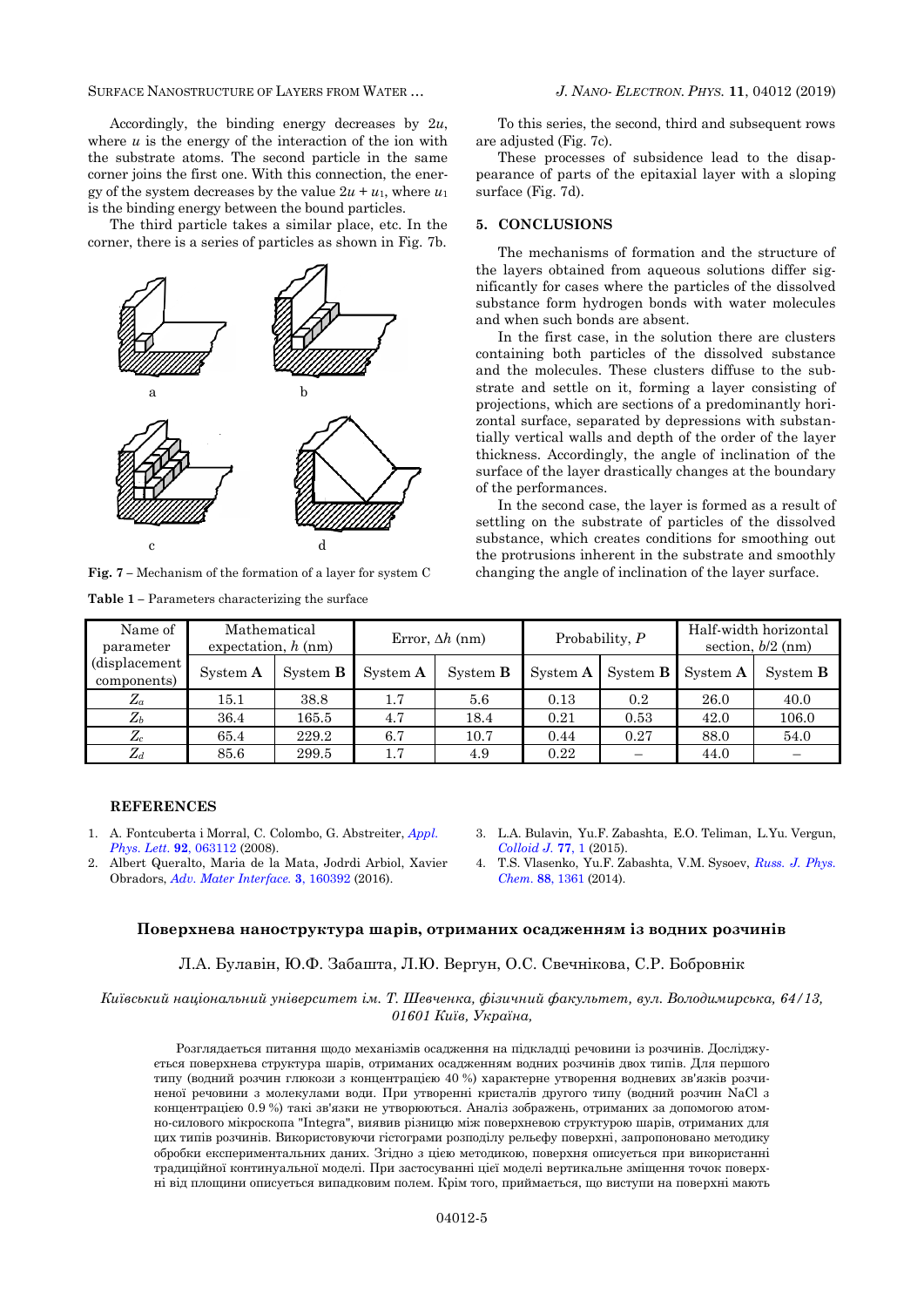Accordingly, the binding energy decreases by $2u$, where $u$ is the energy of the interaction of the ion with the substrate atoms. The second particle in the same corner joins the first one. With this connection, the energy of the system decreases by the value $2u + u_1$, where $u_1$ is the binding energy between the bound particles.

The third particle takes a similar place, etc. In the corner, there is a series of particles as shown in Fig. 7b.

**Fig. 7** – Mechanism of the formation of a layer for system C

To this series, the second, third and subsequent rows are adjusted (Fig. 7c).

These processes of subsidence lead to the disappearance of parts of the epitaxial layer with a sloping surface (Fig. 7d).

## 5. CONCLUSIONS

The mechanisms of formation and the structure of the layers obtained from aqueous solutions differ significantly for cases where the particles of the dissolved substance form hydrogen bonds with water molecules and when such bonds are absent.

In the first case, in the solution there are clusters containing both particles of the dissolved substance and the molecules. These clusters diffuse to the substrate and settle on it, forming a layer consisting of projections, which are sections of a predominantly horizontal surface, separated by depressions with substantially vertical walls and depth of the order of the layer thickness. Accordingly, the angle of inclination of the surface of the layer drastically changes at the boundary of the performances.

In the second case, the layer is formed as a result of settling on the substrate of particles of the dissolved substance, which creates conditions for smoothing out the protrusions inherent in the substrate and smoothly changing the angle of inclination of the layer surface.

**Table 1** – Parameters characterizing the surface

| Name of parameter (displacement components) | Mathematical expectation, $h$ (nm) | | Error, $\Delta h$ (nm) | | Probability, $P$ | | Half-width horizontal section, $b/2$ (nm) | |
|---|---|---|---|---|---|---|---|---|
| | System **A** | System **B** | System **A** | System **B** | System **A** | System **B** | System **A** | System **B** |
| $Z_a$ | 15.1 | 38.8 | 1.7 | 5.6 | 0.13 | 0.2 | 26.0 | 40.0 |
| $Z_b$ | 36.4 | 165.5 | 4.7 | 18.4 | 0.21 | 0.53 | 42.0 | 106.0 |
| $Z_c$ | 65.4 | 229.2 | 6.7 | 10.7 | 0.44 | 0.27 | 88.0 | 54.0 |
| $Z_d$ | 85.6 | 299.5 | 1.7 | 4.9 | 0.22 | – | 44.0 | – |

## REFERENCES

1. A. Fontcuberta i Morral, C. Colombo, G. Abstreiter, *Appl. Phys. Lett.* **92**, 063112 (2008).
2. Albert Queralto, Maria de la Mata, Jodrdi Arbiol, Xavier Obradors, *Adv. Mater Interface.* **3**, 160392 (2016).
3. L.A. Bulavin, Yu.F. Zabashta, E.O. Teliman, L.Yu. Vergun, *Colloid J.* **77**, 1 (2015).
4. T.S. Vlasenko, Yu.F. Zabashta, V.M. Sysoev, *Russ. J. Phys. Chem.* **88**, 1361 (2014).

## Поверхнева наноструктура шарів, отриманих осадженням із водних розчинів

Л.А. Булавін, Ю.Ф. Забашта, Л.Ю. Вергун, О.С. Свечнікова, С.Р. Бобровнік

*Київський національний університет ім. Т. Шевченка, фізичний факультет, вул. Володимирська, 64/13, 01601 Київ, Україна,*

Розглядається питання щодо механізмів осадження на підкладці речовини із розчинів. Досліджується поверхнева структура шарів, отриманих осадженням водних розчинів двох типів. Для першого типу (водний розчин глюкози з концентрацією 40 %) характерне утворення водневих зв'язків розчиненої речовини з молекулами води. При утворенні кристалів другого типу (водний розчин NaCl з концентрацією 0.9 %) такі зв'язки не утворюються. Аналіз зображень, отриманих за допомогою атомно-силового мікроскопа "Integra", виявив різницю між поверхневою структурою шарів, отриманих для цих типів розчинів. Використовуючи гістограми розподілу рельєфу поверхні, запропоновано методику обробки експериментальних даних. Згідно з цією методикою, поверхня описується при використанні традиційної континуальної моделі. При застосуванні цієї моделі вертикальне зміщення точок поверхні від площини описується випадковим полем. Крім того, приймається, що виступи на поверхні мають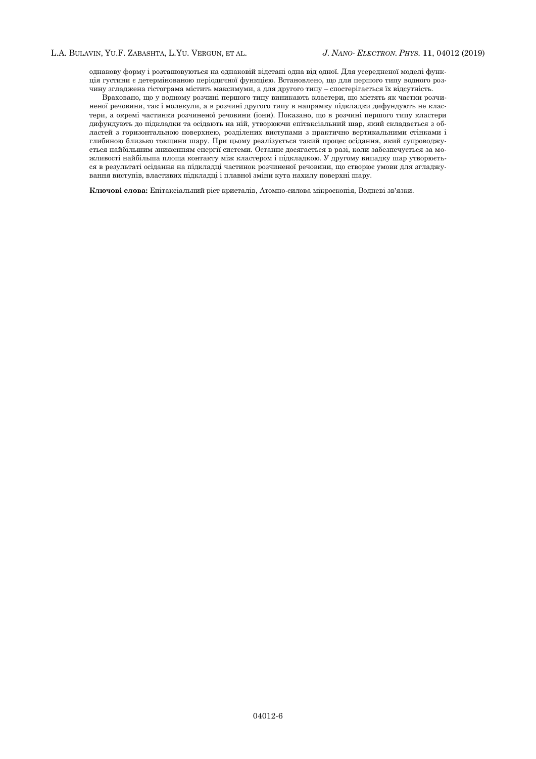однакову форму і розташовуються на однаковій відстані одна від одної. Для усередненої моделі функція густини є детермінованою періодичної функцією. Встановлено, що для першого типу водного розчину згладжена гістограма містить максимуми, а для другого типу – спостерігається їх відсутність.

Враховано, що у водному розчині першого типу виникають кластери, що містять як частки розчиненої речовини, так і молекули, а в розчині другого типу в напрямку підкладки дифундують не кластери, а окремі частинки розчиненої речовини (іони). Показано, що в розчині першого типу кластери дифундують до підкладки та осідають на ній, утворюючи епітаксіальний шар, який складається з областей з горизонтальною поверхнею, розділених виступами з практично вертикальними стінками і глибиною близько товщини шару. При цьому реалізується такий процес осідання, який супроводжується найбільшим зниженням енергії системи. Останнє досягається в разі, коли забезпечується за можливості найбільша площа контакту між кластером і підкладкою. У другому випадку шар утворюється в результаті осідання на підкладці частинок розчиненої речовини, що створює умови для згладжування виступів, властивих підкладці і плавної зміни кута нахилу поверхні шару.

**Ключові слова:** Епітаксіальний ріст кристалів, Атомно-силова мікроскопія, Водневі зв'язки.